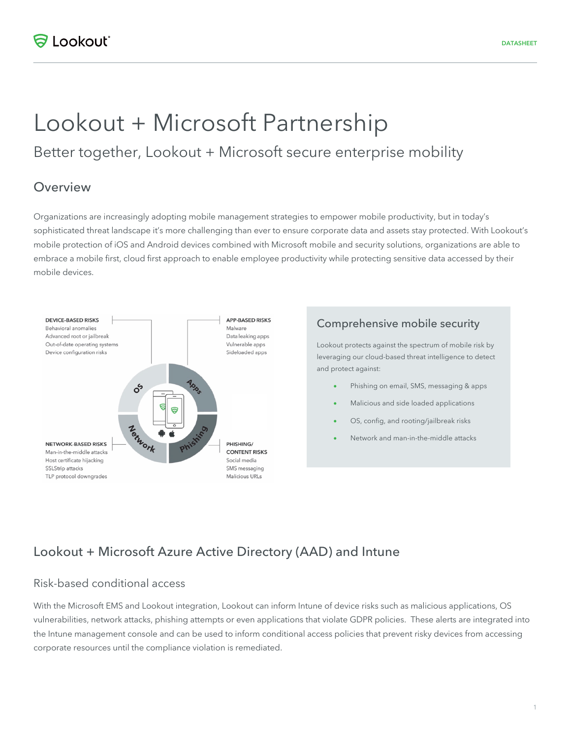# Lookout + Microsoft Partnership

## Better together, Lookout + Microsoft secure enterprise mobility

## Overview

Organizations are increasingly adopting mobile management strategies to empower mobile productivity, but in today's sophisticated threat landscape it's more challenging than ever to ensure corporate data and assets stay protected. With Lookout's mobile protection of iOS and Android devices combined with Microsoft mobile and security solutions, organizations are able to embrace a mobile first, cloud first approach to enable employee productivity while protecting sensitive data accessed by their mobile devices.

**DEVICE-BASED RISKS**
Behavioral anomalies
Advanced root or jailbreak
Out-of-date operating systems
Device configuration risks

**APP-BASED RISKS**
Malware
Data leaking apps
Vulnerable apps
Sideloaded apps

**NETWORK-BASED RISKS**
Man-in-the-middle attacks
Host certificate hijacking
SSLStrip attacks
TLP protocol downgrades

**PHISHING/ CONTENT RISKS**
Social media
SMS messaging
Malicious URLs

### Comprehensive mobile security

Lookout protects against the spectrum of mobile risk by leveraging our cloud-based threat intelligence to detect and protect against:

- Phishing on email, SMS, messaging & apps
- Malicious and side loaded applications
- OS, config, and rooting/jailbreak risks
- Network and man-in-the-middle attacks

## Lookout + Microsoft Azure Active Directory (AAD) and Intune

### Risk-based conditional access

With the Microsoft EMS and Lookout integration, Lookout can inform Intune of device risks such as malicious applications, OS vulnerabilities, network attacks, phishing attempts or even applications that violate GDPR policies. These alerts are integrated into the Intune management console and can be used to inform conditional access policies that prevent risky devices from accessing corporate resources until the compliance violation is remediated.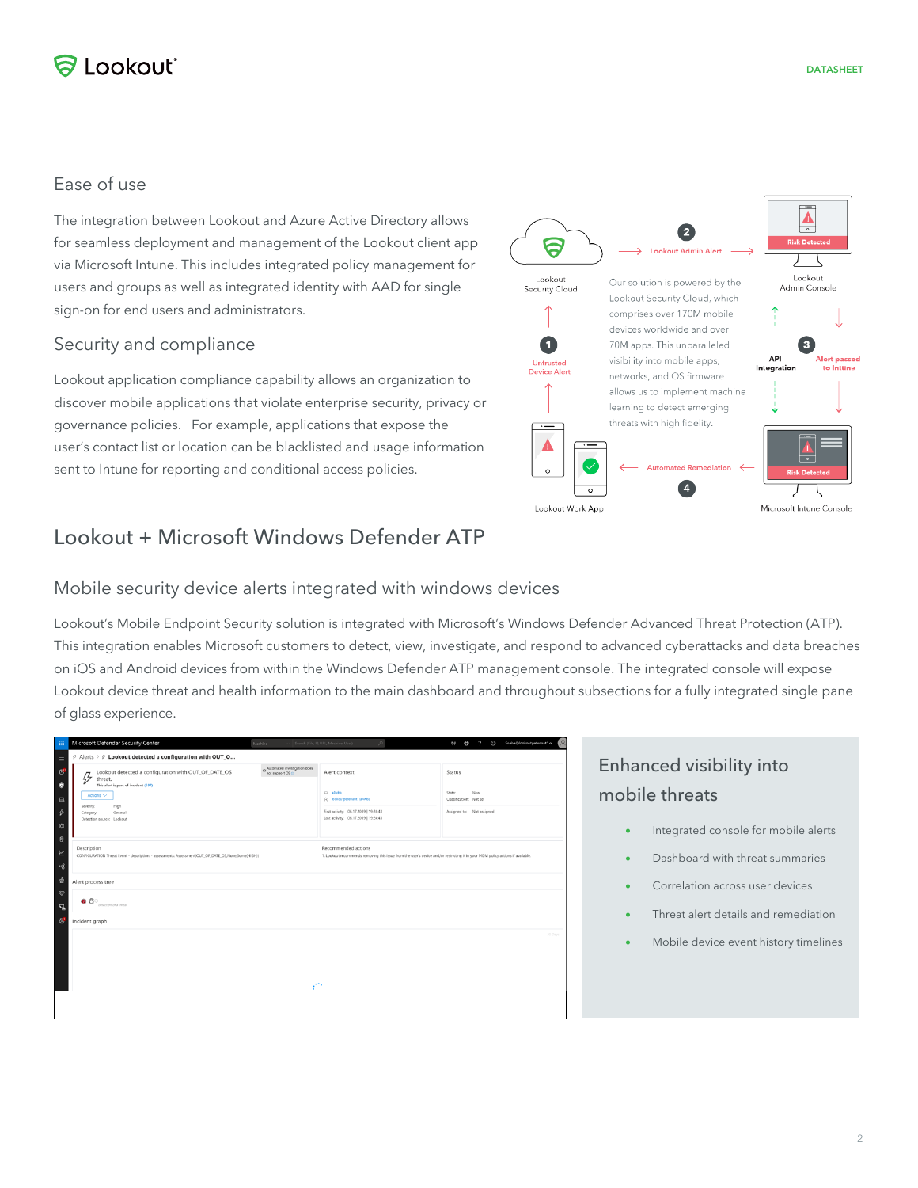## Ease of use

The integration between Lookout and Azure Active Directory allows for seamless deployment and management of the Lookout client app via Microsoft Intune. This includes integrated policy management for users and groups as well as integrated identity with AAD for single sign-on for end users and administrators.

## Security and compliance

Lookout application compliance capability allows an organization to discover mobile applications that violate enterprise security, privacy or governance policies. For example, applications that expose the user's contact list or location can be blacklisted and usage information sent to Intune for reporting and conditional access policies.

Lookout Security Cloud

1 Untrusted Device Alert

2 Lookout Admin Alert

Our solution is powered by the Lookout Security Cloud, which comprises over 170M mobile devices worldwide and over 70M apps. This unparalleled visibility into mobile apps, networks, and OS firmware allows us to implement machine learning to detect emerging threats with high fidelity.

Risk Detected

Lookout Admin Console

API Integration

3 Alert passed to Intune

Risk Detected

Microsoft Intune Console

4 Automated Remediation

Lookout Work App

# Lookout + Microsoft Windows Defender ATP

## Mobile security device alerts integrated with windows devices

Lookout's Mobile Endpoint Security solution is integrated with Microsoft's Windows Defender Advanced Threat Protection (ATP). This integration enables Microsoft customers to detect, view, investigate, and respond to advanced cyberattacks and data breaches on iOS and Android devices from within the Windows Defender ATP management console. The integrated console will expose Lookout device threat and health information to the main dashboard and throughout subsections for a fully integrated single pane of glass experience.

## Enhanced visibility into mobile threats

- Integrated console for mobile alerts
- Dashboard with threat summaries
- Correlation across user devices
- Threat alert details and remediation
- Mobile device event history timelines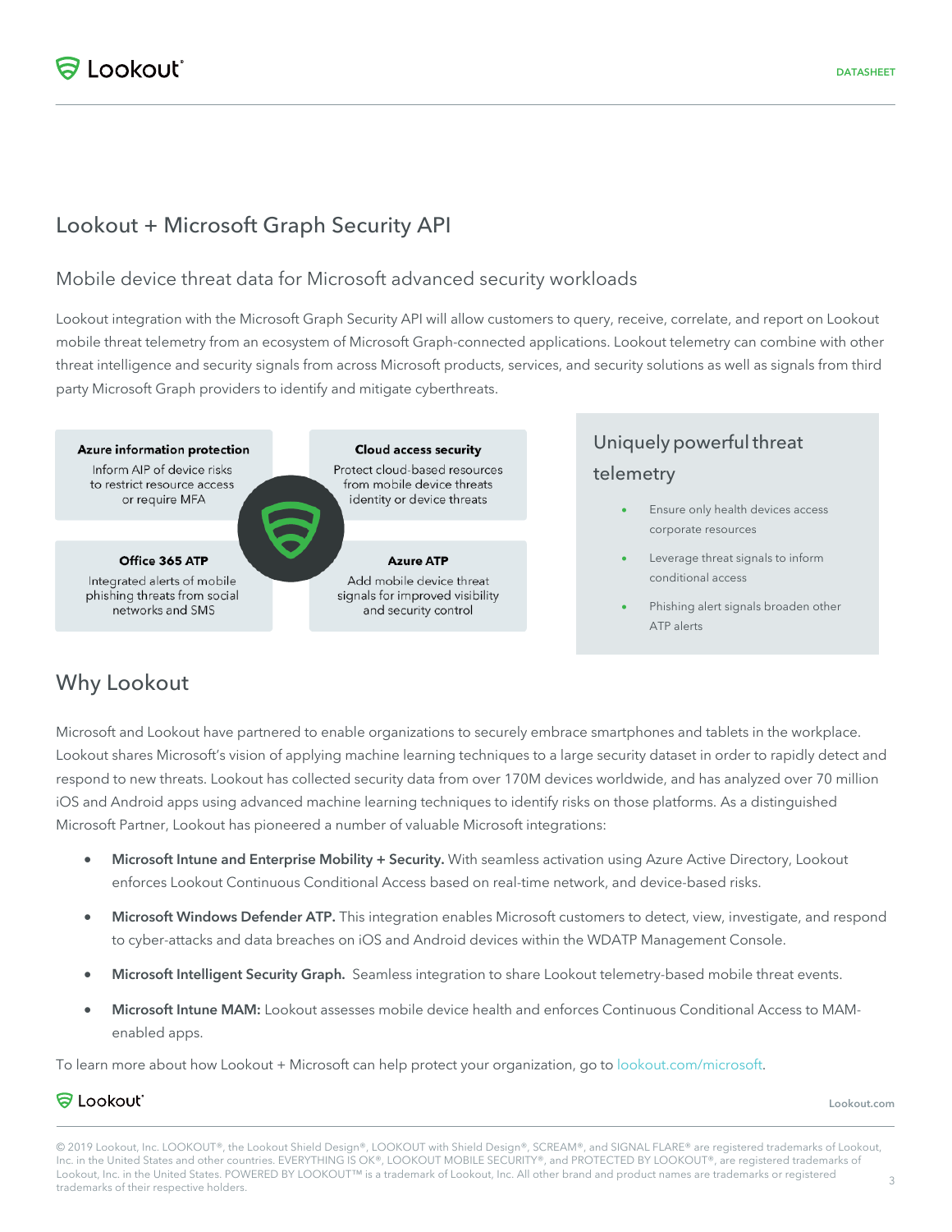## Lookout + Microsoft Graph Security API

### Mobile device threat data for Microsoft advanced security workloads

Lookout integration with the Microsoft Graph Security API will allow customers to query, receive, correlate, and report on Lookout mobile threat telemetry from an ecosystem of Microsoft Graph-connected applications. Lookout telemetry can combine with other threat intelligence and security signals from across Microsoft products, services, and security solutions as well as signals from third party Microsoft Graph providers to identify and mitigate cyberthreats.

**Azure information protection**
Inform AIP of device risks to restrict resource access or require MFA

**Cloud access security**
Protect cloud-based resources from mobile device threats identity or device threats

**Office 365 ATP**
Integrated alerts of mobile phishing threats from social networks and SMS

**Azure ATP**
Add mobile device threat signals for improved visibility and security control

### Uniquely powerful threat telemetry

- Ensure only health devices access corporate resources
- Leverage threat signals to inform conditional access
- Phishing alert signals broaden other ATP alerts

## Why Lookout

Microsoft and Lookout have partnered to enable organizations to securely embrace smartphones and tablets in the workplace. Lookout shares Microsoft's vision of applying machine learning techniques to a large security dataset in order to rapidly detect and respond to new threats. Lookout has collected security data from over 170M devices worldwide, and has analyzed over 70 million iOS and Android apps using advanced machine learning techniques to identify risks on those platforms. As a distinguished Microsoft Partner, Lookout has pioneered a number of valuable Microsoft integrations:

- **Microsoft Intune and Enterprise Mobility + Security.** With seamless activation using Azure Active Directory, Lookout enforces Lookout Continuous Conditional Access based on real-time network, and device-based risks.
- **Microsoft Windows Defender ATP.** This integration enables Microsoft customers to detect, view, investigate, and respond to cyber-attacks and data breaches on iOS and Android devices within the WDATP Management Console.
- **Microsoft Intelligent Security Graph.** Seamless integration to share Lookout telemetry-based mobile threat events.
- **Microsoft Intune MAM:** Lookout assesses mobile device health and enforces Continuous Conditional Access to MAM-enabled apps.

To learn more about how Lookout + Microsoft can help protect your organization, go to lookout.com/microsoft.

© 2019 Lookout, Inc. LOOKOUT®, the Lookout Shield Design®, LOOKOUT with Shield Design®, SCREAM®, and SIGNAL FLARE® are registered trademarks of Lookout, Inc. in the United States and other countries. EVERYTHING IS OK®, LOOKOUT MOBILE SECURITY®, and PROTECTED BY LOOKOUT®, are registered trademarks of Lookout, Inc. in the United States. POWERED BY LOOKOUT™ is a trademark of Lookout, Inc. All other brand and product names are trademarks or registered trademarks of their respective holders.